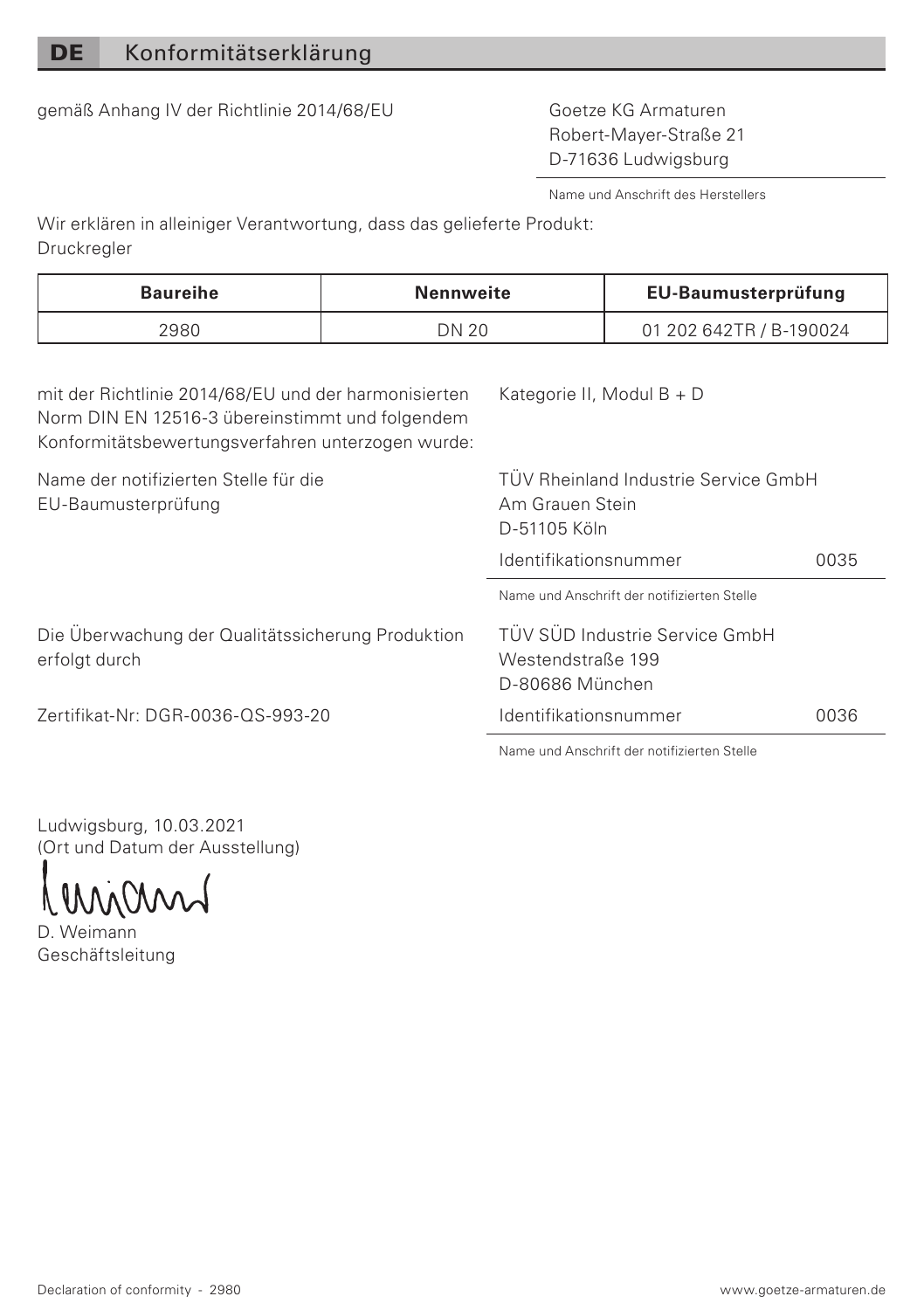# DE Konformitätserklärung

gemäß Anhang IV der Richtlinie 2014/68/EU

Goetze KG Armaturen
Robert-Mayer-Straße 21
D-71636 Ludwigsburg

Name und Anschrift des Herstellers

Wir erklären in alleiniger Verantwortung, dass das gelieferte Produkt:
Druckregler

| Baureihe | Nennweite | EU-Baumusterprüfung |
|---|---|---|
| 2980 | DN 20 | 01 202 642TR / B-190024 |

mit der Richtlinie 2014/68/EU und der harmonisierten Norm DIN EN 12516-3 übereinstimmt und folgendem Konformitätsbewertungsverfahren unterzogen wurde:

Kategorie II, Modul B + D

Name der notifizierten Stelle für die EU-Baumusterprüfung

TÜV Rheinland Industrie Service GmbH
Am Grauen Stein
D-51105 Köln

Identifikationsnummer 0035

Name und Anschrift der notifizierten Stelle

Die Überwachung der Qualitätssicherung Produktion erfolgt durch

TÜV SÜD Industrie Service GmbH
Westendstraße 199
D-80686 München

Zertifikat-Nr: DGR-0036-QS-993-20

Identifikationsnummer 0036

Name und Anschrift der notifizierten Stelle

Ludwigsburg, 10.03.2021
(Ort und Datum der Ausstellung)

D. Weimann
Geschäftsleitung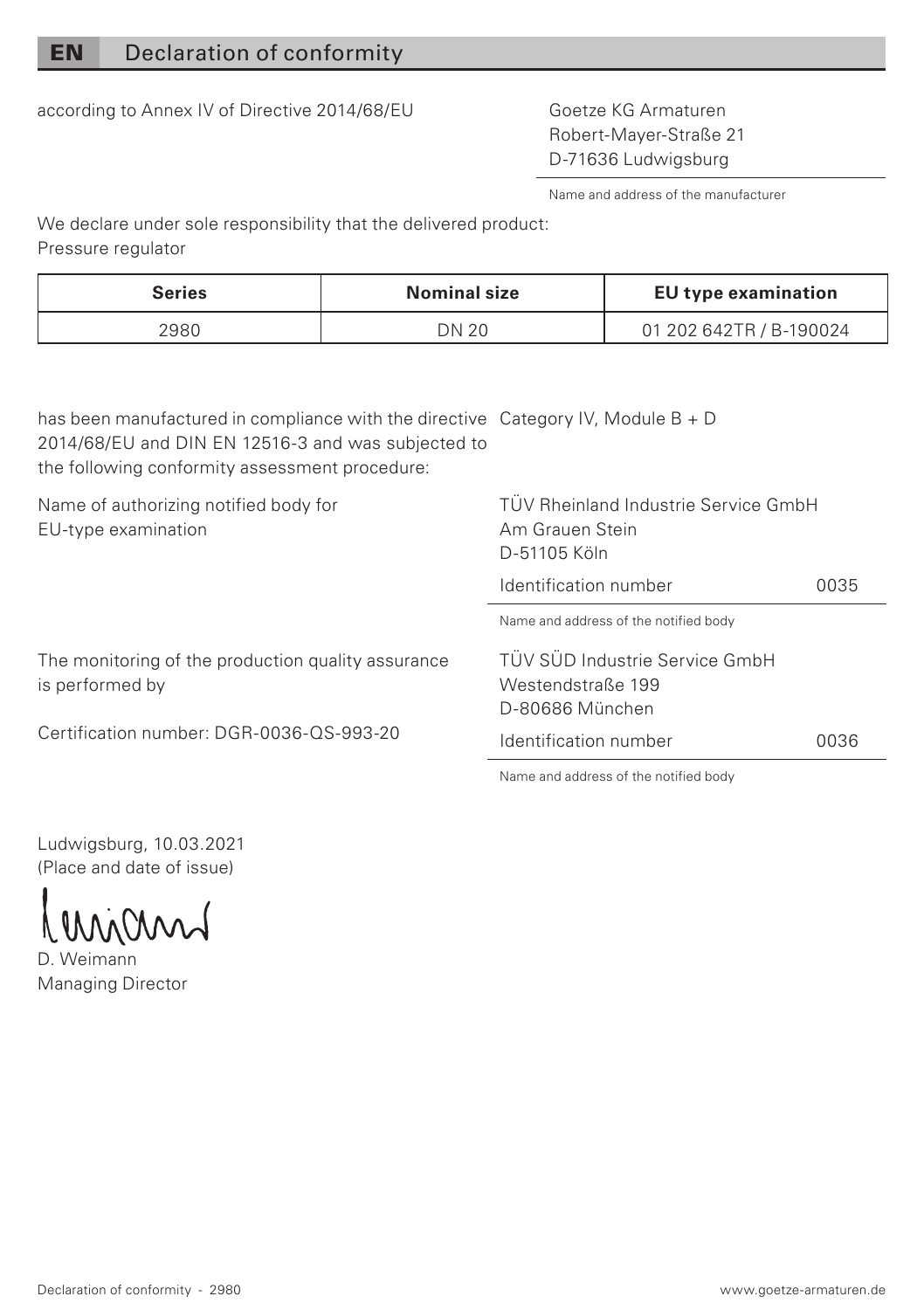# EN Declaration of conformity

according to Annex IV of Directive 2014/68/EU

Goetze KG Armaturen
Robert-Mayer-Straße 21
D-71636 Ludwigsburg

Name and address of the manufacturer

We declare under sole responsibility that the delivered product:
Pressure regulator

| Series | Nominal size | EU type examination |
| --- | --- | --- |
| 2980 | DN 20 | 01 202 642TR / B-190024 |

has been manufactured in compliance with the directive 2014/68/EU and DIN EN 12516-3 and was subjected to the following conformity assessment procedure: Category IV, Module B + D

Name of authorizing notified body for EU-type examination

TÜV Rheinland Industrie Service GmbH
Am Grauen Stein
D-51105 Köln

Identification number 0035

Name and address of the notified body

The monitoring of the production quality assurance is performed by

Certification number: DGR-0036-QS-993-20

TÜV SÜD Industrie Service GmbH
Westendstraße 199
D-80686 München

Identification number 0036

Name and address of the notified body

Ludwigsburg, 10.03.2021
(Place and date of issue)

D. Weimann
Managing Director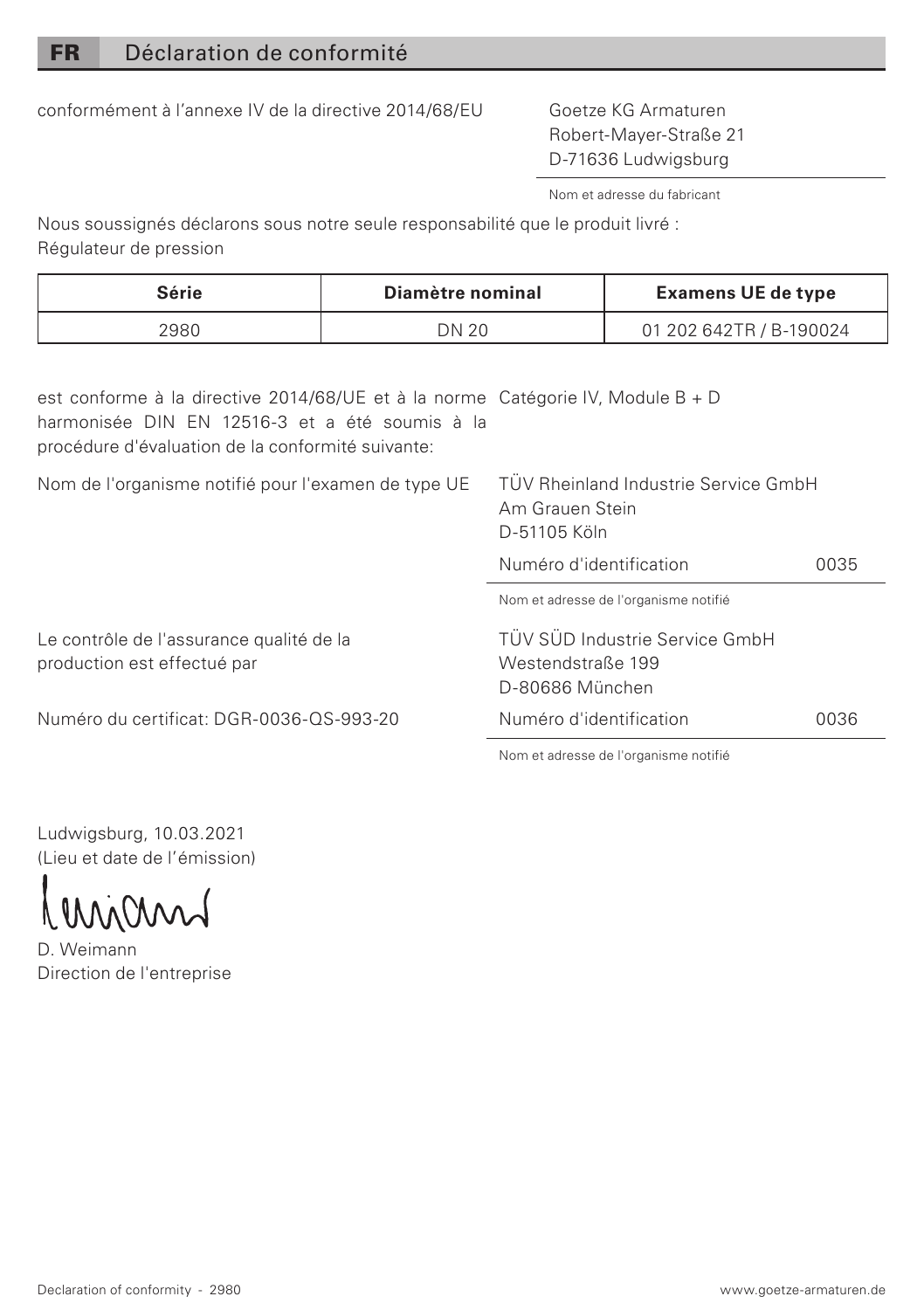## FR Déclaration de conformité

conformément à l'annexe IV de la directive 2014/68/EU

Goetze KG Armaturen
Robert-Mayer-Straße 21
D-71636 Ludwigsburg

Nom et adresse du fabricant

Nous soussignés déclarons sous notre seule responsabilité que le produit livré :
Régulateur de pression

| Série | Diamètre nominal | Examens UE de type |
|---|---|---|
| 2980 | DN 20 | 01 202 642TR / B-190024 |

est conforme à la directive 2014/68/UE et à la norme harmonisée DIN EN 12516-3 et a été soumis à la procédure d'évaluation de la conformité suivante:

Catégorie IV, Module B + D

Nom de l'organisme notifié pour l'examen de type UE

TÜV Rheinland Industrie Service GmbH
Am Grauen Stein
D-51105 Köln

Numéro d'identification 0035

Nom et adresse de l'organisme notifié

Le contrôle de l'assurance qualité de la production est effectué par

TÜV SÜD Industrie Service GmbH
Westendstraße 199
D-80686 München

Numéro du certificat: DGR-0036-QS-993-20

Numéro d'identification 0036

Nom et adresse de l'organisme notifié

Ludwigsburg, 10.03.2021
(Lieu et date de l'émission)

D. Weimann
Direction de l'entreprise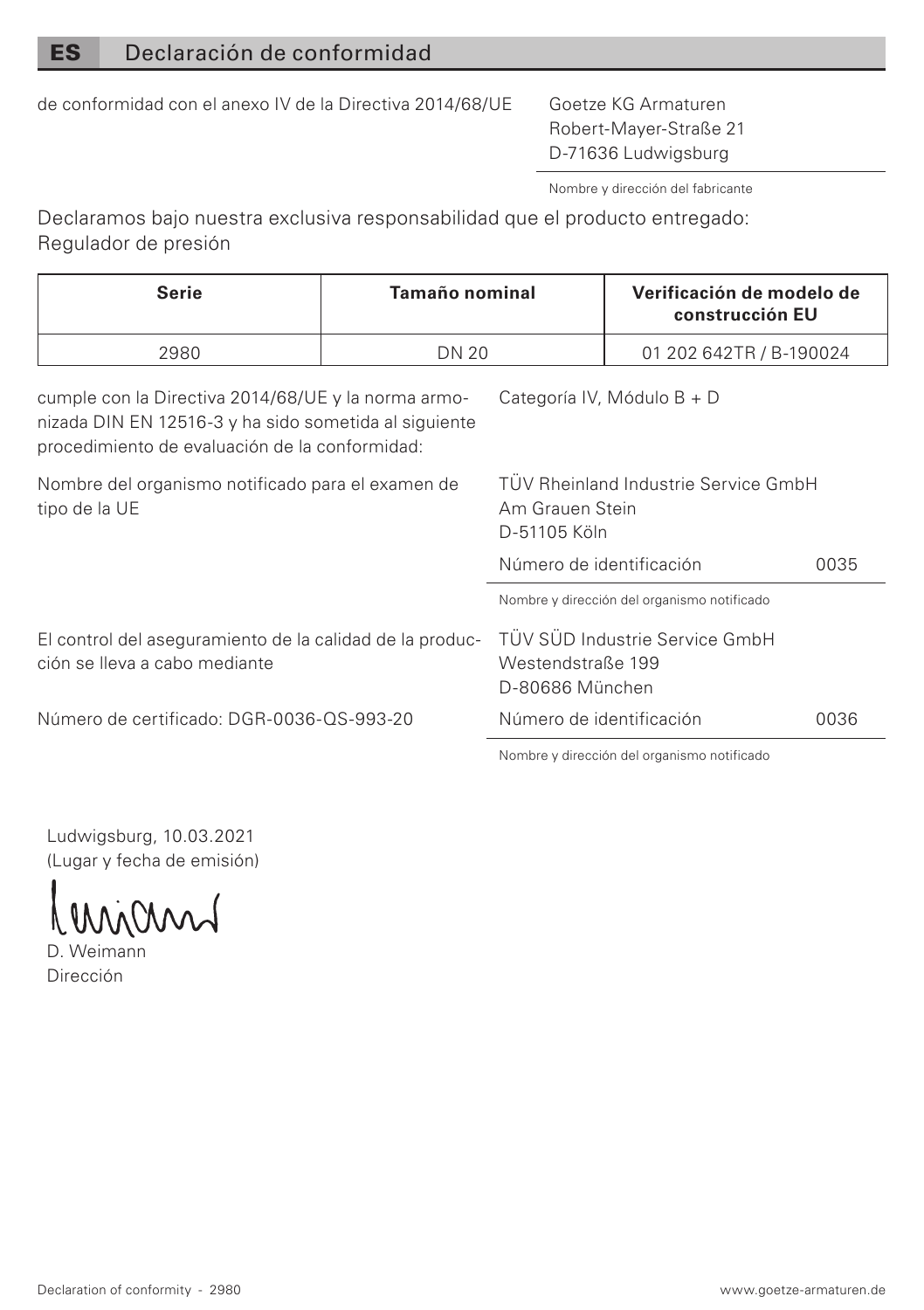# ES Declaración de conformidad

de conformidad con el anexo IV de la Directiva 2014/68/UE

Goetze KG Armaturen
Robert-Mayer-Straße 21
D-71636 Ludwigsburg

Nombre y dirección del fabricante

Declaramos bajo nuestra exclusiva responsabilidad que el producto entregado:
Regulador de presión

| Serie | Tamaño nominal | Verificación de modelo de construcción EU |
|---|---|---|
| 2980 | DN 20 | 01 202 642TR / B-190024 |

cumple con la Directiva 2014/68/UE y la norma armonizada DIN EN 12516-3 y ha sido sometida al siguiente procedimiento de evaluación de la conformidad:

Categoría IV, Módulo B + D

Nombre del organismo notificado para el examen de tipo de la UE

TÜV Rheinland Industrie Service GmbH
Am Grauen Stein
D-51105 Köln

Número de identificación 0035

Nombre y dirección del organismo notificado

El control del aseguramiento de la calidad de la producción se lleva a cabo mediante

Número de certificado: DGR-0036-QS-993-20

TÜV SÜD Industrie Service GmbH
Westendstraße 199
D-80686 München

Número de identificación 0036

Nombre y dirección del organismo notificado

Ludwigsburg, 10.03.2021
(Lugar y fecha de emisión)

D. Weimann
Dirección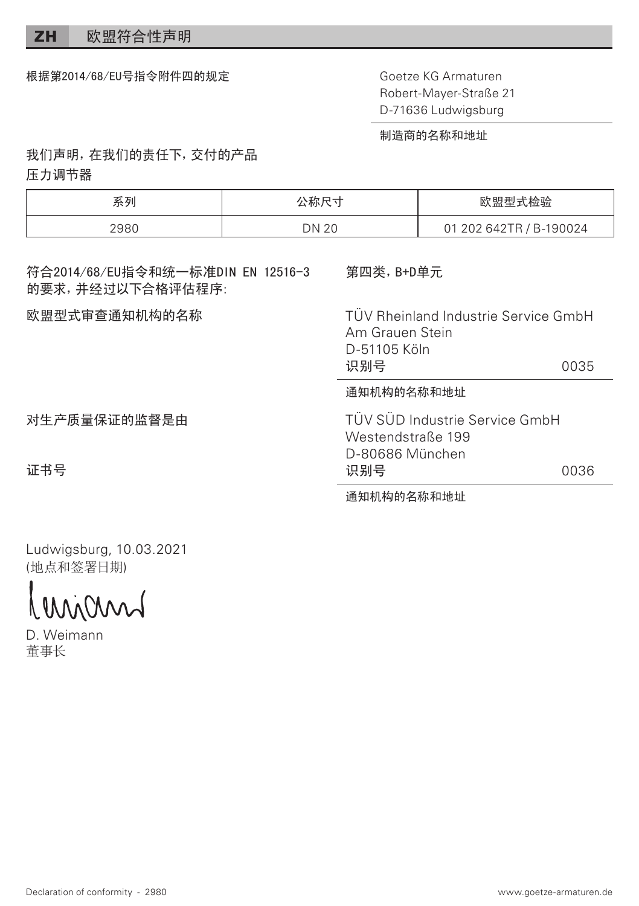# ZH 欧盟符合性声明

根据第2014/68/EU号指令附件四的规定

Goetze KG Armaturen
Robert-Mayer-Straße 21
D-71636 Ludwigsburg

制造商的名称和地址

我们声明，在我们的责任下，交付的产品
压力调节器

| 系列 | 公称尺寸 | 欧盟型式检验 |
|---|---|---|
| 2980 | DN 20 | 01 202 642TR / B-190024 |

符合2014/68/EU指令和统一标准DIN EN 12516-3的要求，并经过以下合格评估程序: 第四类，B+D单元

欧盟型式审查通知机构的名称

TÜV Rheinland Industrie Service GmbH
Am Grauen Stein
D-51105 Köln
识别号 0035

通知机构的名称和地址

对生产质量保证的监督是由

TÜV SÜD Industrie Service GmbH
Westendstraße 199
D-80686 München

证书号

识别号 0036

通知机构的名称和地址

Ludwigsburg, 10.03.2021
(地点和签署日期)

D. Weimann
董事长